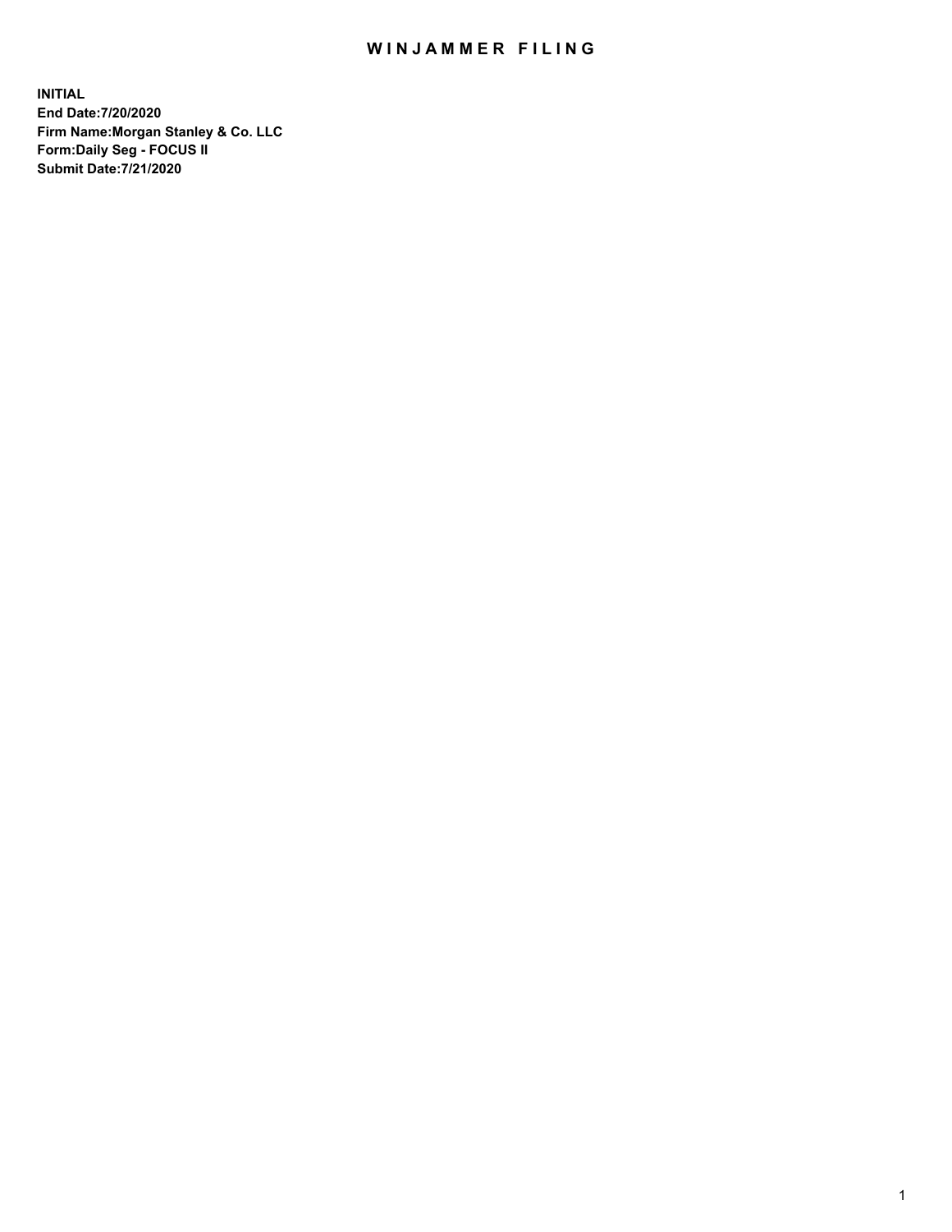# WINJAMMER FILING

**INITIAL**
**End Date:7/20/2020**
**Firm Name:Morgan Stanley & Co. LLC**
**Form:Daily Seg - FOCUS II**
**Submit Date:7/21/2020**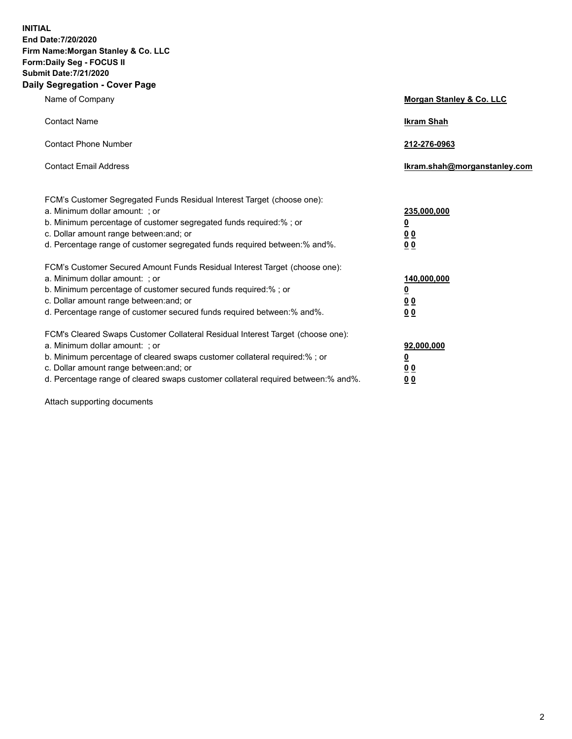**INITIAL**
**End Date:7/20/2020**
**Firm Name:Morgan Stanley & Co. LLC**
**Form:Daily Seg - FOCUS II**
**Submit Date:7/21/2020**

## Daily Segregation - Cover Page

| | |
|---|---|
| Name of Company | **Morgan Stanley & Co. LLC** |
| Contact Name | **Ikram Shah** |
| Contact Phone Number | **212-276-0963** |
| Contact Email Address | **Ikram.shah@morganstanley.com** |

| | |
|---|---|
| FCM's Customer Segregated Funds Residual Interest Target (choose one): | |
| a. Minimum dollar amount: ; or | **235,000,000** |
| b. Minimum percentage of customer segregated funds required:% ; or | **0** |
| c. Dollar amount range between:and; or | **0 0** |
| d. Percentage range of customer segregated funds required between:% and%. | **0 0** |
| FCM's Customer Secured Amount Funds Residual Interest Target (choose one): | |
| a. Minimum dollar amount: ; or | **140,000,000** |
| b. Minimum percentage of customer secured funds required:% ; or | **0** |
| c. Dollar amount range between:and; or | **0 0** |
| d. Percentage range of customer secured funds required between:% and%. | **0 0** |
| FCM's Cleared Swaps Customer Collateral Residual Interest Target (choose one): | |
| a. Minimum dollar amount: ; or | **92,000,000** |
| b. Minimum percentage of cleared swaps customer collateral required:% ; or | **0** |
| c. Dollar amount range between:and; or | **0 0** |
| d. Percentage range of cleared swaps customer collateral required between:% and%. | **0 0** |

Attach supporting documents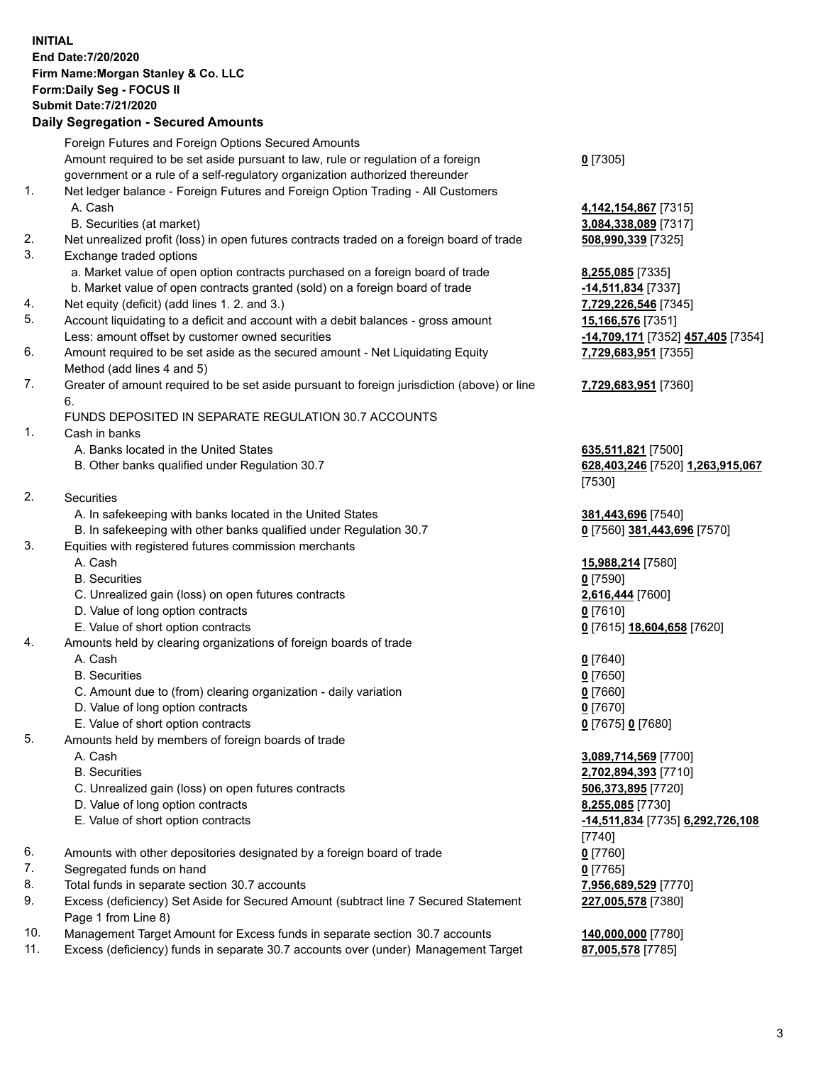**INITIAL**
**End Date:7/20/2020**
**Firm Name:Morgan Stanley & Co. LLC**
**Form:Daily Seg - FOCUS II**
**Submit Date:7/21/2020**

## Daily Segregation - Secured Amounts

| | | |
|---|---|---|
| | Foreign Futures and Foreign Options Secured Amounts | |
| | Amount required to be set aside pursuant to law, rule or regulation of a foreign government or a rule of a self-regulatory organization authorized thereunder | **0** [7305] |
| 1. | Net ledger balance - Foreign Futures and Foreign Option Trading - All Customers | |
| | A. Cash | **4,142,154,867** [7315] |
| | B. Securities (at market) | **3,084,338,089** [7317] |
| 2. | Net unrealized profit (loss) in open futures contracts traded on a foreign board of trade | **508,990,339** [7325] |
| 3. | Exchange traded options | |
| | a. Market value of open option contracts purchased on a foreign board of trade | **8,255,085** [7335] |
| | b. Market value of open contracts granted (sold) on a foreign board of trade | **-14,511,834** [7337] |
| 4. | Net equity (deficit) (add lines 1. 2. and 3.) | **7,729,226,546** [7345] |
| 5. | Account liquidating to a deficit and account with a debit balances - gross amount | **15,166,576** [7351] |
| | Less: amount offset by customer owned securities | **-14,709,171** [7352] **457,405** [7354] |
| 6. | Amount required to be set aside as the secured amount - Net Liquidating Equity Method (add lines 4 and 5) | **7,729,683,951** [7355] |
| 7. | Greater of amount required to be set aside pursuant to foreign jurisdiction (above) or line 6. | **7,729,683,951** [7360] |
| | FUNDS DEPOSITED IN SEPARATE REGULATION 30.7 ACCOUNTS | |
| 1. | Cash in banks | |
| | A. Banks located in the United States | **635,511,821** [7500] |
| | B. Other banks qualified under Regulation 30.7 | **628,403,246** [7520] **1,263,915,067** [7530] |
| 2. | Securities | |
| | A. In safekeeping with banks located in the United States | **381,443,696** [7540] |
| | B. In safekeeping with other banks qualified under Regulation 30.7 | **0** [7560] **381,443,696** [7570] |
| 3. | Equities with registered futures commission merchants | |
| | A. Cash | **15,988,214** [7580] |
| | B. Securities | **0** [7590] |
| | C. Unrealized gain (loss) on open futures contracts | **2,616,444** [7600] |
| | D. Value of long option contracts | **0** [7610] |
| | E. Value of short option contracts | **0** [7615] **18,604,658** [7620] |
| 4. | Amounts held by clearing organizations of foreign boards of trade | |
| | A. Cash | **0** [7640] |
| | B. Securities | **0** [7650] |
| | C. Amount due to (from) clearing organization - daily variation | **0** [7660] |
| | D. Value of long option contracts | **0** [7670] |
| | E. Value of short option contracts | **0** [7675] **0** [7680] |
| 5. | Amounts held by members of foreign boards of trade | |
| | A. Cash | **3,089,714,569** [7700] |
| | B. Securities | **2,702,894,393** [7710] |
| | C. Unrealized gain (loss) on open futures contracts | **506,373,895** [7720] |
| | D. Value of long option contracts | **8,255,085** [7730] |
| | E. Value of short option contracts | **-14,511,834** [7735] **6,292,726,108** [7740] |
| 6. | Amounts with other depositories designated by a foreign board of trade | **0** [7760] |
| 7. | Segregated funds on hand | **0** [7765] |
| 8. | Total funds in separate section 30.7 accounts | **7,956,689,529** [7770] |
| 9. | Excess (deficiency) Set Aside for Secured Amount (subtract line 7 Secured Statement Page 1 from Line 8) | **227,005,578** [7380] |
| 10. | Management Target Amount for Excess funds in separate section 30.7 accounts | **140,000,000** [7780] |
| 11. | Excess (deficiency) funds in separate 30.7 accounts over (under) Management Target | **87,005,578** [7785] |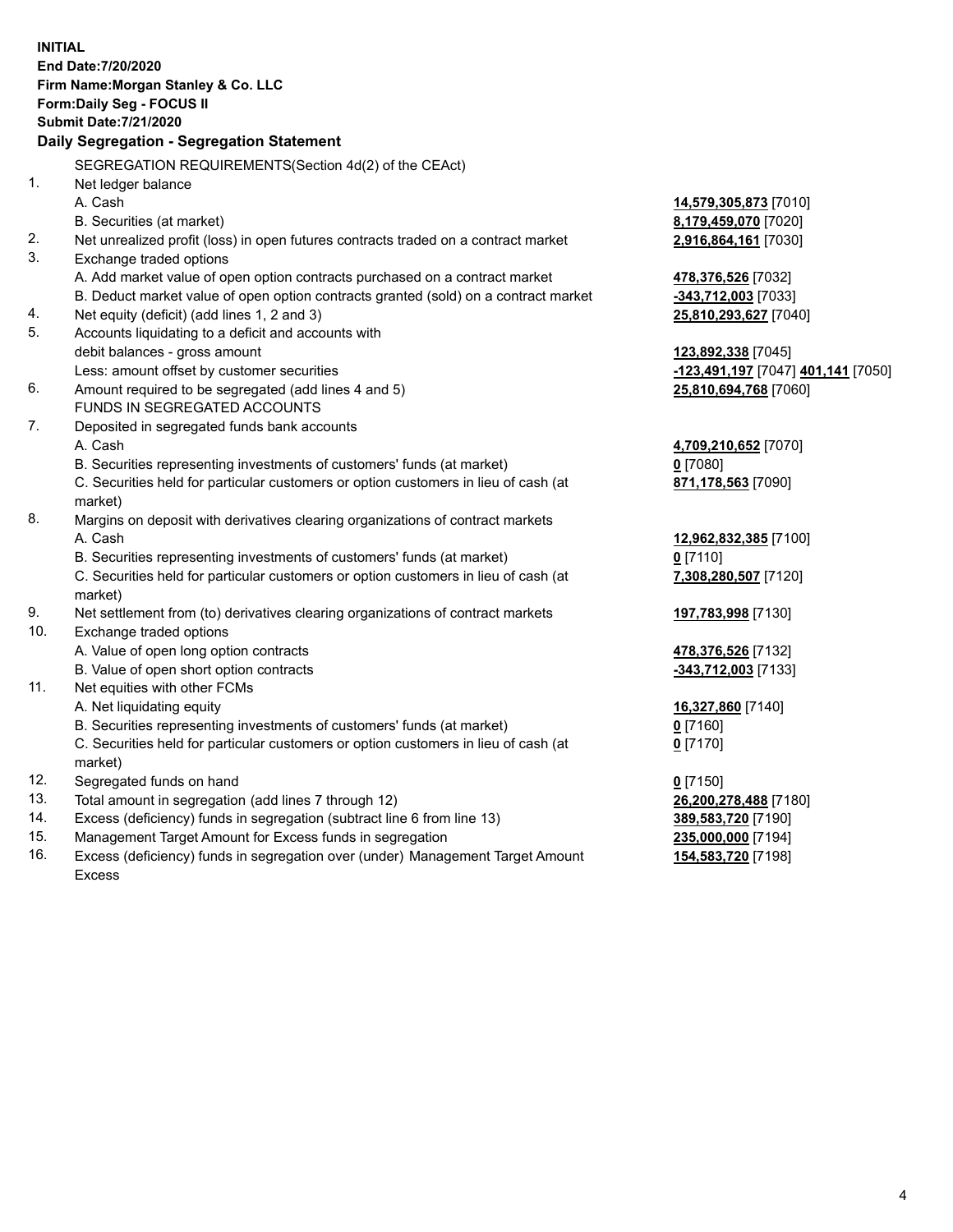**INITIAL**
**End Date:7/20/2020**
**Firm Name:Morgan Stanley & Co. LLC**
**Form:Daily Seg - FOCUS II**
**Submit Date:7/21/2020**

## Daily Segregation - Segregation Statement

| | | |
|---|---|---|
| | SEGREGATION REQUIREMENTS(Section 4d(2) of the CEAct) | |
| 1. | Net ledger balance | |
| | A. Cash | **14,579,305,873** [7010] |
| | B. Securities (at market) | **8,179,459,070** [7020] |
| 2. | Net unrealized profit (loss) in open futures contracts traded on a contract market | **2,916,864,161** [7030] |
| 3. | Exchange traded options | |
| | A. Add market value of open option contracts purchased on a contract market | **478,376,526** [7032] |
| | B. Deduct market value of open option contracts granted (sold) on a contract market | **-343,712,003** [7033] |
| 4. | Net equity (deficit) (add lines 1, 2 and 3) | **25,810,293,627** [7040] |
| 5. | Accounts liquidating to a deficit and accounts with | |
| | debit balances - gross amount | **123,892,338** [7045] |
| | Less: amount offset by customer securities | **-123,491,197** [7047] **401,141** [7050] |
| 6. | Amount required to be segregated (add lines 4 and 5) | **25,810,694,768** [7060] |
| | FUNDS IN SEGREGATED ACCOUNTS | |
| 7. | Deposited in segregated funds bank accounts | |
| | A. Cash | **4,709,210,652** [7070] |
| | B. Securities representing investments of customers' funds (at market) | **0** [7080] |
| | C. Securities held for particular customers or option customers in lieu of cash (at market) | **871,178,563** [7090] |
| 8. | Margins on deposit with derivatives clearing organizations of contract markets | |
| | A. Cash | **12,962,832,385** [7100] |
| | B. Securities representing investments of customers' funds (at market) | **0** [7110] |
| | C. Securities held for particular customers or option customers in lieu of cash (at market) | **7,308,280,507** [7120] |
| 9. | Net settlement from (to) derivatives clearing organizations of contract markets | **197,783,998** [7130] |
| 10. | Exchange traded options | |
| | A. Value of open long option contracts | **478,376,526** [7132] |
| | B. Value of open short option contracts | **-343,712,003** [7133] |
| 11. | Net equities with other FCMs | |
| | A. Net liquidating equity | **16,327,860** [7140] |
| | B. Securities representing investments of customers' funds (at market) | **0** [7160] |
| | C. Securities held for particular customers or option customers in lieu of cash (at market) | **0** [7170] |
| 12. | Segregated funds on hand | **0** [7150] |
| 13. | Total amount in segregation (add lines 7 through 12) | **26,200,278,488** [7180] |
| 14. | Excess (deficiency) funds in segregation (subtract line 6 from line 13) | **389,583,720** [7190] |
| 15. | Management Target Amount for Excess funds in segregation | **235,000,000** [7194] |
| 16. | Excess (deficiency) funds in segregation over (under) Management Target Amount Excess | **154,583,720** [7198] |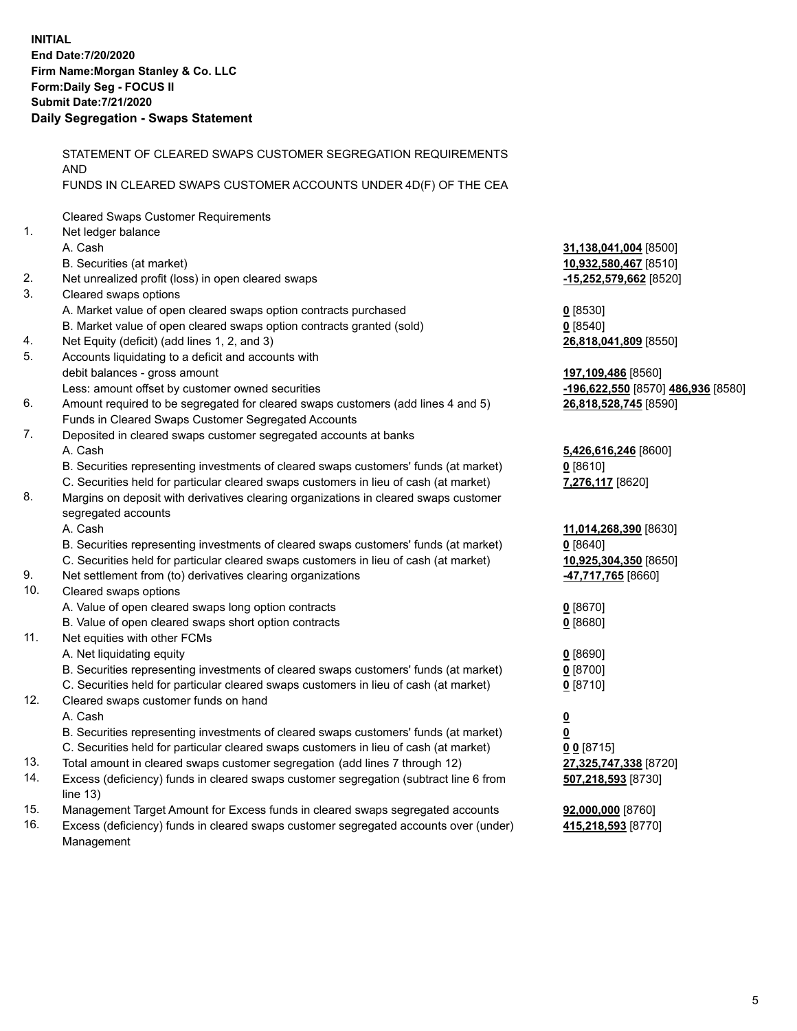**INITIAL**
**End Date:7/20/2020**
**Firm Name:Morgan Stanley & Co. LLC**
**Form:Daily Seg - FOCUS II**
**Submit Date:7/21/2020**
**Daily Segregation - Swaps Statement**

STATEMENT OF CLEARED SWAPS CUSTOMER SEGREGATION REQUIREMENTS AND FUNDS IN CLEARED SWAPS CUSTOMER ACCOUNTS UNDER 4D(F) OF THE CEA

| | | |
|---|---|---|
| | Cleared Swaps Customer Requirements | |
| 1. | Net ledger balance | |
| | A. Cash | **31,138,041,004** [8500] |
| | B. Securities (at market) | **10,932,580,467** [8510] |
| 2. | Net unrealized profit (loss) in open cleared swaps | **-15,252,579,662** [8520] |
| 3. | Cleared swaps options | |
| | A. Market value of open cleared swaps option contracts purchased | **0** [8530] |
| | B. Market value of open cleared swaps option contracts granted (sold) | **0** [8540] |
| 4. | Net Equity (deficit) (add lines 1, 2, and 3) | **26,818,041,809** [8550] |
| 5. | Accounts liquidating to a deficit and accounts with debit balances - gross amount | **197,109,486** [8560] |
| | Less: amount offset by customer owned securities | **-196,622,550** [8570] **486,936** [8580] |
| 6. | Amount required to be segregated for cleared swaps customers (add lines 4 and 5) | **26,818,528,745** [8590] |
| | Funds in Cleared Swaps Customer Segregated Accounts | |
| 7. | Deposited in cleared swaps customer segregated accounts at banks | |
| | A. Cash | **5,426,616,246** [8600] |
| | B. Securities representing investments of cleared swaps customers' funds (at market) | **0** [8610] |
| | C. Securities held for particular cleared swaps customers in lieu of cash (at market) | **7,276,117** [8620] |
| 8. | Margins on deposit with derivatives clearing organizations in cleared swaps customer segregated accounts | |
| | A. Cash | **11,014,268,390** [8630] |
| | B. Securities representing investments of cleared swaps customers' funds (at market) | **0** [8640] |
| | C. Securities held for particular cleared swaps customers in lieu of cash (at market) | **10,925,304,350** [8650] |
| 9. | Net settlement from (to) derivatives clearing organizations | **-47,717,765** [8660] |
| 10. | Cleared swaps options | |
| | A. Value of open cleared swaps long option contracts | **0** [8670] |
| | B. Value of open cleared swaps short option contracts | **0** [8680] |
| 11. | Net equities with other FCMs | |
| | A. Net liquidating equity | **0** [8690] |
| | B. Securities representing investments of cleared swaps customers' funds (at market) | **0** [8700] |
| | C. Securities held for particular cleared swaps customers in lieu of cash (at market) | **0** [8710] |
| 12. | Cleared swaps customer funds on hand | |
| | A. Cash | **0** |
| | B. Securities representing investments of cleared swaps customers' funds (at market) | **0** |
| | C. Securities held for particular cleared swaps customers in lieu of cash (at market) | **0** **0** [8715] |
| 13. | Total amount in cleared swaps customer segregation (add lines 7 through 12) | **27,325,747,338** [8720] |
| 14. | Excess (deficiency) funds in cleared swaps customer segregation (subtract line 6 from line 13) | **507,218,593** [8730] |
| 15. | Management Target Amount for Excess funds in cleared swaps segregated accounts | **92,000,000** [8760] |
| 16. | Excess (deficiency) funds in cleared swaps customer segregated accounts over (under) Management | **415,218,593** [8770] |